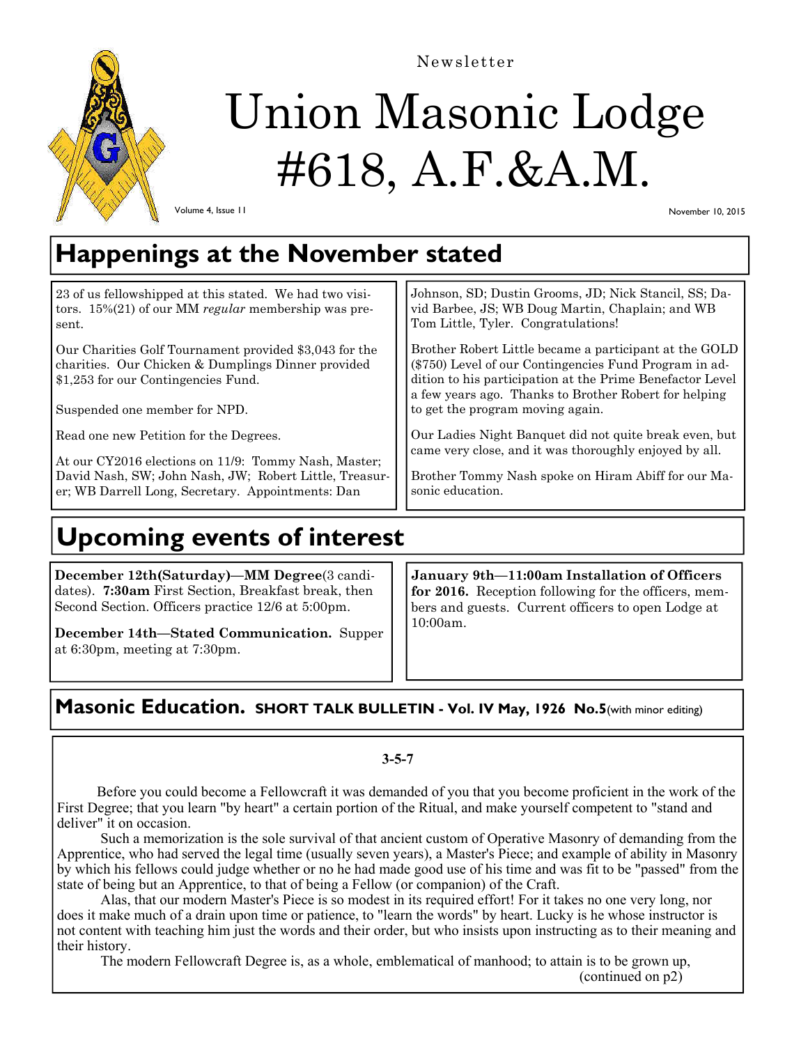Newsletter

# Union Masonic Lodge #618, A.F.&A.M.

Volume 4, Issue 11

November 10, 2015

## Happenings at the November stated

23 of us fellowshipped at this stated. We had two visitors. 15%(21) of our MM *regular* membership was present.

Our Charities Golf Tournament provided $3,043 for the charities. Our Chicken & Dumplings Dinner provided $1,253 for our Contingencies Fund.

Suspended one member for NPD.

Read one new Petition for the Degrees.

At our CY2016 elections on 11/9: Tommy Nash, Master; David Nash, SW; John Nash, JW; Robert Little, Treasurer; WB Darrell Long, Secretary. Appointments: Dan Johnson, SD; Dustin Grooms, JD; Nick Stancil, SS; David Barbee, JS; WB Doug Martin, Chaplain; and WB Tom Little, Tyler. Congratulations!

Brother Robert Little became a participant at the GOLD ($750) Level of our Contingencies Fund Program in addition to his participation at the Prime Benefactor Level a few years ago. Thanks to Brother Robert for helping to get the program moving again.

Our Ladies Night Banquet did not quite break even, but came very close, and it was thoroughly enjoyed by all.

Brother Tommy Nash spoke on Hiram Abiff for our Masonic education.

## Upcoming events of interest

**December 12th(Saturday)—MM Degree**(3 candidates). **7:30am** First Section, Breakfast break, then Second Section. Officers practice 12/6 at 5:00pm.

**December 14th—Stated Communication.** Supper at 6:30pm, meeting at 7:30pm.

**January 9th—11:00am Installation of Officers for 2016.** Reception following for the officers, members and guests. Current officers to open Lodge at 10:00am.

## Masonic Education. SHORT TALK BULLETIN - Vol. IV May, 1926 No.5(with minor editing)

**3-5-7**

Before you could become a Fellowcraft it was demanded of you that you become proficient in the work of the First Degree; that you learn "by heart" a certain portion of the Ritual, and make yourself competent to "stand and deliver" it on occasion.

Such a memorization is the sole survival of that ancient custom of Operative Masonry of demanding from the Apprentice, who had served the legal time (usually seven years), a Master's Piece; and example of ability in Masonry by which his fellows could judge whether or no he had made good use of his time and was fit to be "passed" from the state of being but an Apprentice, to that of being a Fellow (or companion) of the Craft.

Alas, that our modern Master's Piece is so modest in its required effort! For it takes no one very long, nor does it make much of a drain upon time or patience, to "learn the words" by heart. Lucky is he whose instructor is not content with teaching him just the words and their order, but who insists upon instructing as to their meaning and their history.

The modern Fellowcraft Degree is, as a whole, emblematical of manhood; to attain is to be grown up,

(continued on p2)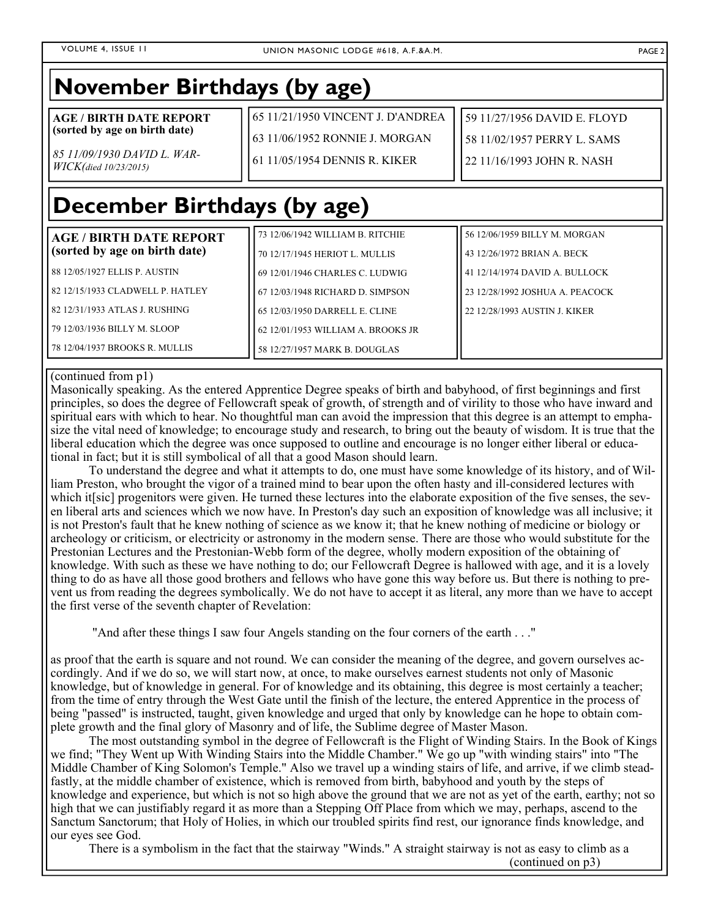## November Birthdays (by age)

**AGE / BIRTH DATE REPORT (sorted by age on birth date)**

*85 11/09/1930 DAVID L. WARWICK(died 10/23/2015)*

65 11/21/1950 VINCENT J. D'ANDREA

63 11/06/1952 RONNIE J. MORGAN

61 11/05/1954 DENNIS R. KIKER

59 11/27/1956 DAVID E. FLOYD

58 11/02/1957 PERRY L. SAMS

22 11/16/1993 JOHN R. NASH

## December Birthdays (by age)

**AGE / BIRTH DATE REPORT (sorted by age on birth date)**

88 12/05/1927 ELLIS P. AUSTIN

82 12/15/1933 CLADWELL P. HATLEY

82 12/31/1933 ATLAS J. RUSHING

79 12/03/1936 BILLY M. SLOOP

78 12/04/1937 BROOKS R. MULLIS

73 12/06/1942 WILLIAM B. RITCHIE

70 12/17/1945 HERIOT L. MULLIS

69 12/01/1946 CHARLES C. LUDWIG

67 12/03/1948 RICHARD D. SIMPSON

65 12/03/1950 DARRELL E. CLINE

62 12/01/1953 WILLIAM A. BROOKS JR

58 12/27/1957 MARK B. DOUGLAS

56 12/06/1959 BILLY M. MORGAN

43 12/26/1972 BRIAN A. BECK

41 12/14/1974 DAVID A. BULLOCK

23 12/28/1992 JOSHUA A. PEACOCK

22 12/28/1993 AUSTIN J. KIKER

(continued from p1)

Masonically speaking. As the entered Apprentice Degree speaks of birth and babyhood, of first beginnings and first principles, so does the degree of Fellowcraft speak of growth, of strength and of virility to those who have inward and spiritual ears with which to hear. No thoughtful man can avoid the impression that this degree is an attempt to emphasize the vital need of knowledge; to encourage study and research, to bring out the beauty of wisdom. It is true that the liberal education which the degree was once supposed to outline and encourage is no longer either liberal or educational in fact; but it is still symbolical of all that a good Mason should learn.

To understand the degree and what it attempts to do, one must have some knowledge of its history, and of William Preston, who brought the vigor of a trained mind to bear upon the often hasty and ill-considered lectures with which it[sic] progenitors were given. He turned these lectures into the elaborate exposition of the five senses, the seven liberal arts and sciences which we now have. In Preston's day such an exposition of knowledge was all inclusive; it is not Preston's fault that he knew nothing of science as we know it; that he knew nothing of medicine or biology or archeology or criticism, or electricity or astronomy in the modern sense. There are those who would substitute for the Prestonian Lectures and the Prestonian-Webb form of the degree, wholly modern exposition of the obtaining of knowledge. With such as these we have nothing to do; our Fellowcraft Degree is hallowed with age, and it is a lovely thing to do as have all those good brothers and fellows who have gone this way before us. But there is nothing to prevent us from reading the degrees symbolically. We do not have to accept it as literal, any more than we have to accept the first verse of the seventh chapter of Revelation:

"And after these things I saw four Angels standing on the four corners of the earth . . ."

as proof that the earth is square and not round. We can consider the meaning of the degree, and govern ourselves accordingly. And if we do so, we will start now, at once, to make ourselves earnest students not only of Masonic knowledge, but of knowledge in general. For of knowledge and its obtaining, this degree is most certainly a teacher; from the time of entry through the West Gate until the finish of the lecture, the entered Apprentice in the process of being "passed" is instructed, taught, given knowledge and urged that only by knowledge can he hope to obtain complete growth and the final glory of Masonry and of life, the Sublime degree of Master Mason.

The most outstanding symbol in the degree of Fellowcraft is the Flight of Winding Stairs. In the Book of Kings we find; "They Went up With Winding Stairs into the Middle Chamber." We go up "with winding stairs" into "The Middle Chamber of King Solomon's Temple." Also we travel up a winding stairs of life, and arrive, if we climb steadfastly, at the middle chamber of existence, which is removed from birth, babyhood and youth by the steps of knowledge and experience, but which is not so high above the ground that we are not as yet of the earth, earthy; not so high that we can justifiably regard it as more than a Stepping Off Place from which we may, perhaps, ascend to the Sanctum Sanctorum; that Holy of Holies, in which our troubled spirits find rest, our ignorance finds knowledge, and our eyes see God.

There is a symbolism in the fact that the stairway "Winds." A straight stairway is not as easy to climb as a

(continued on p3)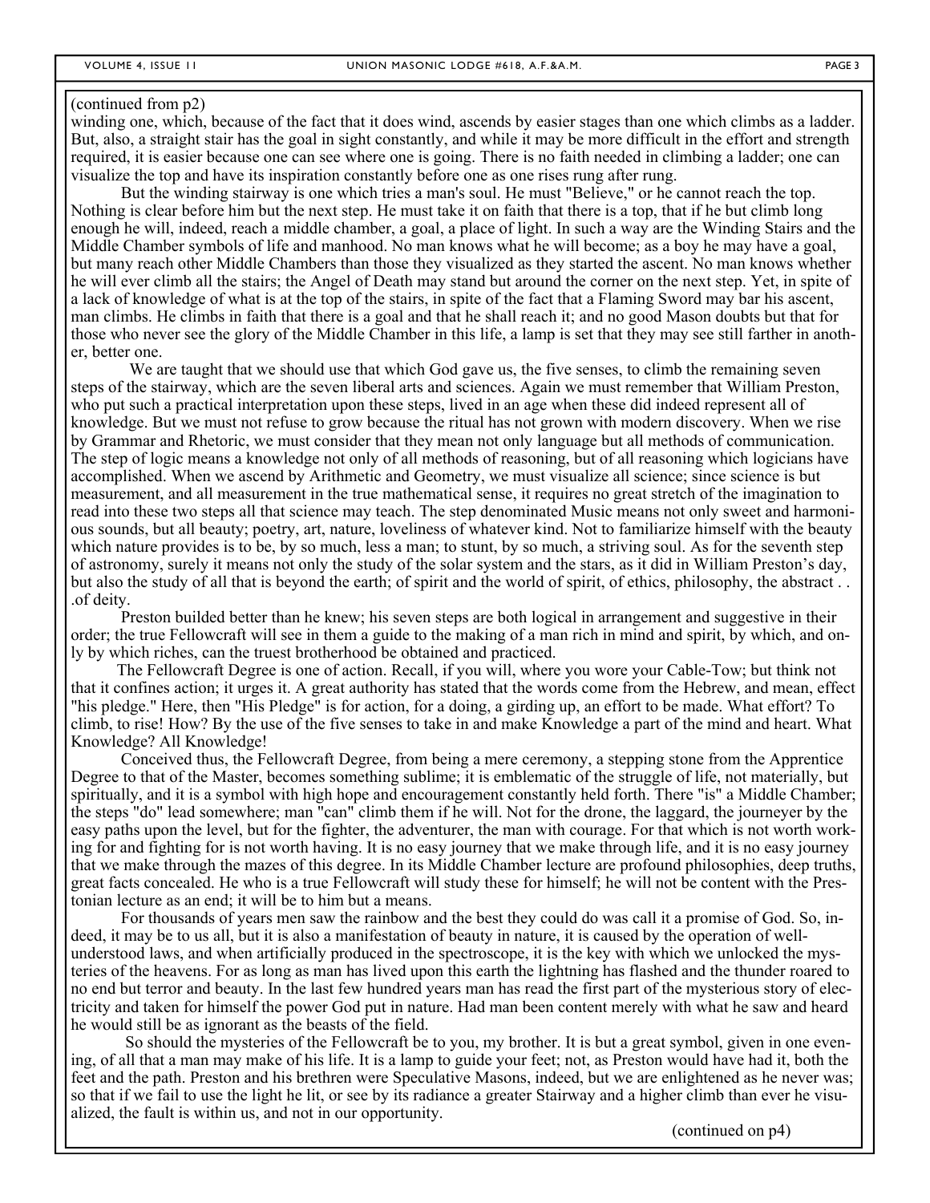(continued from p2)

winding one, which, because of the fact that it does wind, ascends by easier stages than one which climbs as a ladder. But, also, a straight stair has the goal in sight constantly, and while it may be more difficult in the effort and strength required, it is easier because one can see where one is going. There is no faith needed in climbing a ladder; one can visualize the top and have its inspiration constantly before one as one rises rung after rung.

But the winding stairway is one which tries a man's soul. He must "Believe," or he cannot reach the top. Nothing is clear before him but the next step. He must take it on faith that there is a top, that if he but climb long enough he will, indeed, reach a middle chamber, a goal, a place of light. In such a way are the Winding Stairs and the Middle Chamber symbols of life and manhood. No man knows what he will become; as a boy he may have a goal, but many reach other Middle Chambers than those they visualized as they started the ascent. No man knows whether he will ever climb all the stairs; the Angel of Death may stand but around the corner on the next step. Yet, in spite of a lack of knowledge of what is at the top of the stairs, in spite of the fact that a Flaming Sword may bar his ascent, man climbs. He climbs in faith that there is a goal and that he shall reach it; and no good Mason doubts but that for those who never see the glory of the Middle Chamber in this life, a lamp is set that they may see still farther in another, better one.

We are taught that we should use that which God gave us, the five senses, to climb the remaining seven steps of the stairway, which are the seven liberal arts and sciences. Again we must remember that William Preston, who put such a practical interpretation upon these steps, lived in an age when these did indeed represent all of knowledge. But we must not refuse to grow because the ritual has not grown with modern discovery. When we rise by Grammar and Rhetoric, we must consider that they mean not only language but all methods of communication. The step of logic means a knowledge not only of all methods of reasoning, but of all reasoning which logicians have accomplished. When we ascend by Arithmetic and Geometry, we must visualize all science; since science is but measurement, and all measurement in the true mathematical sense, it requires no great stretch of the imagination to read into these two steps all that science may teach. The step denominated Music means not only sweet and harmonious sounds, but all beauty; poetry, art, nature, loveliness of whatever kind. Not to familiarize himself with the beauty which nature provides is to be, by so much, less a man; to stunt, by so much, a striving soul. As for the seventh step of astronomy, surely it means not only the study of the solar system and the stars, as it did in William Preston's day, but also the study of all that is beyond the earth; of spirit and the world of spirit, of ethics, philosophy, the abstract . . .of deity.

Preston builded better than he knew; his seven steps are both logical in arrangement and suggestive in their order; the true Fellowcraft will see in them a guide to the making of a man rich in mind and spirit, by which, and only by which riches, can the truest brotherhood be obtained and practiced.

The Fellowcraft Degree is one of action. Recall, if you will, where you wore your Cable-Tow; but think not that it confines action; it urges it. A great authority has stated that the words come from the Hebrew, and mean, effect "his pledge." Here, then "His Pledge" is for action, for a doing, a girding up, an effort to be made. What effort? To climb, to rise! How? By the use of the five senses to take in and make Knowledge a part of the mind and heart. What Knowledge? All Knowledge!

Conceived thus, the Fellowcraft Degree, from being a mere ceremony, a stepping stone from the Apprentice Degree to that of the Master, becomes something sublime; it is emblematic of the struggle of life, not materially, but spiritually, and it is a symbol with high hope and encouragement constantly held forth. There "is" a Middle Chamber; the steps "do" lead somewhere; man "can" climb them if he will. Not for the drone, the laggard, the journeyer by the easy paths upon the level, but for the fighter, the adventurer, the man with courage. For that which is not worth working for and fighting for is not worth having. It is no easy journey that we make through life, and it is no easy journey that we make through the mazes of this degree. In its Middle Chamber lecture are profound philosophies, deep truths, great facts concealed. He who is a true Fellowcraft will study these for himself; he will not be content with the Prestonian lecture as an end; it will be to him but a means.

For thousands of years men saw the rainbow and the best they could do was call it a promise of God. So, indeed, it may be to us all, but it is also a manifestation of beauty in nature, it is caused by the operation of well-understood laws, and when artificially produced in the spectroscope, it is the key with which we unlocked the mysteries of the heavens. For as long as man has lived upon this earth the lightning has flashed and the thunder roared to no end but terror and beauty. In the last few hundred years man has read the first part of the mysterious story of electricity and taken for himself the power God put in nature. Had man been content merely with what he saw and heard he would still be as ignorant as the beasts of the field.

So should the mysteries of the Fellowcraft be to you, my brother. It is but a great symbol, given in one evening, of all that a man may make of his life. It is a lamp to guide your feet; not, as Preston would have had it, both the feet and the path. Preston and his brethren were Speculative Masons, indeed, but we are enlightened as he never was; so that if we fail to use the light he lit, or see by its radiance a greater Stairway and a higher climb than ever he visualized, the fault is within us, and not in our opportunity.

(continued on p4)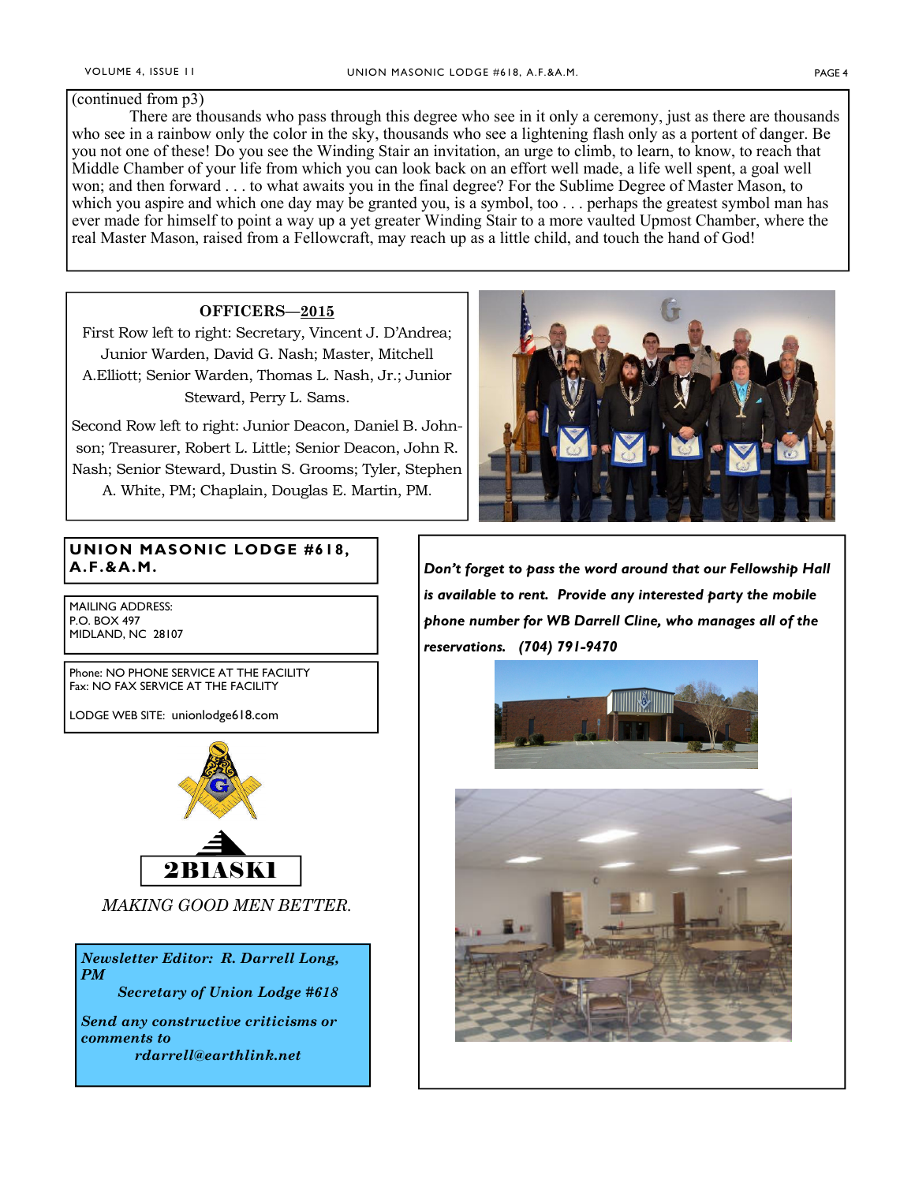(continued from p3)

There are thousands who pass through this degree who see in it only a ceremony, just as there are thousands who see in a rainbow only the color in the sky, thousands who see a lightening flash only as a portent of danger. Be you not one of these! Do you see the Winding Stair an invitation, an urge to climb, to learn, to know, to reach that Middle Chamber of your life from which you can look back on an effort well made, a life well spent, a goal well won; and then forward . . . to what awaits you in the final degree? For the Sublime Degree of Master Mason, to which you aspire and which one day may be granted you, is a symbol, too . . . perhaps the greatest symbol man has ever made for himself to point a way up a yet greater Winding Stair to a more vaulted Upmost Chamber, where the real Master Mason, raised from a Fellowcraft, may reach up as a little child, and touch the hand of God!

**OFFICERS—2015**

First Row left to right: Secretary, Vincent J. D'Andrea; Junior Warden, David G. Nash; Master, Mitchell A.Elliott; Senior Warden, Thomas L. Nash, Jr.; Junior Steward, Perry L. Sams.

Second Row left to right: Junior Deacon, Daniel B. Johnson; Treasurer, Robert L. Little; Senior Deacon, John R. Nash; Senior Steward, Dustin S. Grooms; Tyler, Stephen A. White, PM; Chaplain, Douglas E. Martin, PM.

## UNION MASONIC LODGE #618, A.F.&A.M.

MAILING ADDRESS:
P.O. BOX 497
MIDLAND, NC 28107

Phone: NO PHONE SERVICE AT THE FACILITY
Fax: NO FAX SERVICE AT THE FACILITY

LODGE WEB SITE: unionlodge618.com

2B1ASK1

*MAKING GOOD MEN BETTER.*

***Newsletter Editor: R. Darrell Long, PM***
***Secretary of Union Lodge #618***

***Send any constructive criticisms or comments to***
***rdarrell@earthlink.net***

***Don't forget to pass the word around that our Fellowship Hall is available to rent. Provide any interested party the mobile phone number for WB Darrell Cline, who manages all of the reservations. (704) 791-9470***